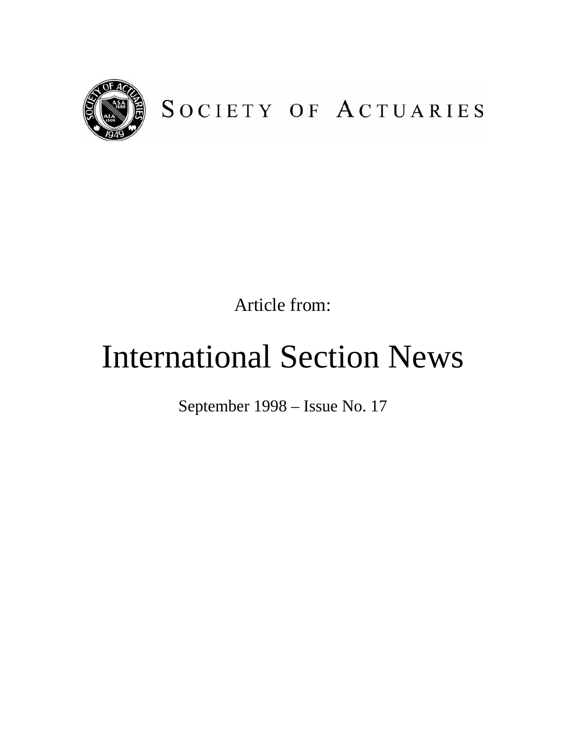SOCIETY OF ACTUARIES

Article from:

# International Section News

September 1998 – Issue No. 17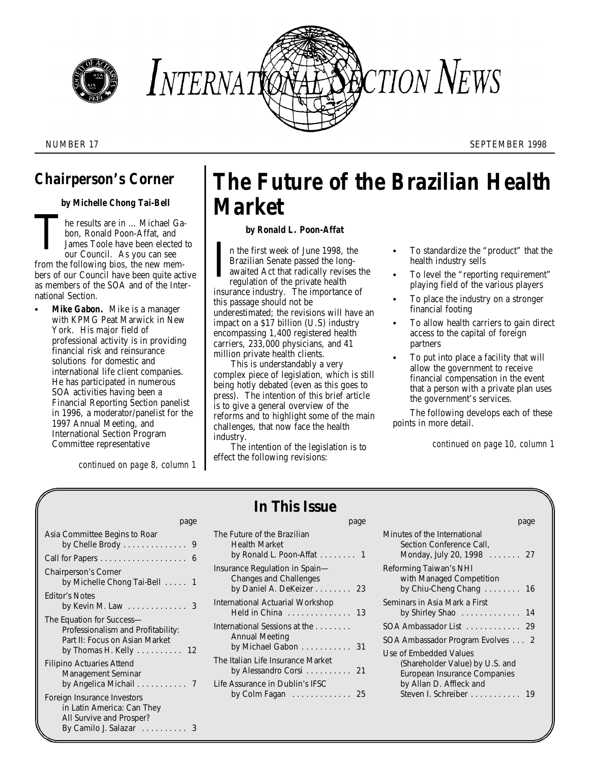# INTERNATIONAL SECTION NEWS

NUMBER 17 SEPTEMBER 1998

## Chairperson's Corner

**by Michelle Chong Tai-Bell**

The results are in ... Michael Gabon, Ronald Poon-Affat, and James Toole have been elected to our Council. As you can see from the following bios, the new members of our Council have been quite active as members of the SOA and of the International Section.

- **Mike Gabon.** Mike is a manager with KPMG Peat Marwick in New York. His major field of professional activity is in providing financial risk and reinsurance solutions for domestic and international life client companies. He has participated in numerous SOA activities having been a Financial Reporting Section panelist in 1996, a moderator/panelist for the 1997 Annual Meeting, and International Section Program Committee representative

*continued on page 8, column 1*

# The Future of the Brazilian Health Market

**by Ronald L. Poon-Affat**

In the first week of June 1998, the Brazilian Senate passed the long-awaited Act that radically revises the regulation of the private health insurance industry. The importance of this passage should not be underestimated; the revisions will have an impact on a $17 billion (U.S) industry encompassing 1,400 registered health carriers, 233,000 physicians, and 41 million private health clients.

This is understandably a very complex piece of legislation, which is still being hotly debated (even as this goes to press). The intention of this brief article is to give a general overview of the reforms and to highlight some of the main challenges, that now face the health industry.

The intention of the legislation is to effect the following revisions:

- To standardize the "product" that the health industry sells
- To level the "reporting requirement" playing field of the various players
- To place the industry on a stronger financial footing
- To allow health carriers to gain direct access to the capital of foreign partners
- To put into place a facility that will allow the government to receive financial compensation in the event that a person with a private plan uses the government's services.

The following develops each of these points in more detail.

*continued on page 10, column 1*

## In This Issue

| | page |
|---|---|
| Asia Committee Begins to Roar by Chelle Brody | 9 |
| Call for Papers | 6 |
| Chairperson's Corner by Michelle Chong Tai-Bell | 1 |
| Editor's Notes by Kevin M. Law | 3 |
| The Equation for Success—Professionalism and Profitability: Part II: Focus on Asian Market by Thomas H. Kelly | 12 |
| Filipino Actuaries Attend Management Seminar by Angelica Michail | 7 |
| Foreign Insurance Investors in Latin America: Can They All Survive and Prosper? By Camilo J. Salazar | 3 |
| The Future of the Brazilian Health Market by Ronald L. Poon-Affat | 1 |
| Insurance Regulation in Spain—Changes and Challenges by Daniel A. DeKeizer | 23 |
| International Actuarial Workshop Held in China | 13 |
| International Sessions at the Annual Meeting by Michael Gabon | 31 |
| The Italian Life Insurance Market by Alessandro Corsi | 21 |
| Life Assurance in Dublin's IFSC by Colm Fagan | 25 |
| Minutes of the International Section Conference Call, Monday, July 20, 1998 | 27 |
| Reforming Taiwan's NHI with Managed Competition by Chiu-Cheng Chang | 16 |
| Seminars in Asia Mark a First by Shirley Shao | 14 |
| SOA Ambassador List | 29 |
| SOA Ambassador Program Evolves | 2 |
| Use of Embedded Values (Shareholder Value) by U.S. and European Insurance Companies by Allan D. Affleck and Steven I. Schreiber | 19 |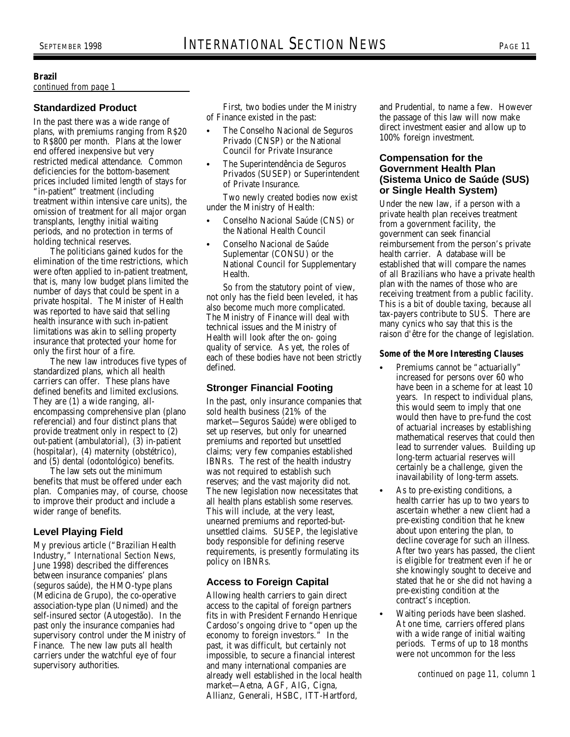**Brazil**

*continued from page 1*

### Standardized Product

In the past there was a wide range of plans, with premiums ranging from R$20 to R$800 per month. Plans at the lower end offered inexpensive but very restricted medical attendance. Common deficiencies for the bottom-basement prices included limited length of stays for "in-patient" treatment (including treatment within intensive care units), the omission of treatment for all major organ transplants, lengthy initial waiting periods, and no protection in terms of holding technical reserves.

The politicians gained kudos for the elimination of the time restrictions, which were often applied to in-patient treatment, that is, many low budget plans limited the number of days that could be spent in a private hospital. The Minister of Health was reported to have said that selling health insurance with such in-patient limitations was akin to selling property insurance that protected your home for only the first hour of a fire.

The new law introduces five types of standardized plans, which all health carriers can offer. These plans have defined benefits and limited exclusions. They are (1) a wide ranging, all-encompassing comprehensive plan (plano referencial) and four distinct plans that provide treatment only in respect to (2) out-patient (ambulatorial), (3) in-patient (hospitalar), (4) maternity (obstétrico), and (5) dental (odontológico) benefits.

The law sets out the minimum benefits that must be offered under each plan. Companies may, of course, choose to improve their product and include a wider range of benefits.

### Level Playing Field

My previous article ("Brazilian Health Industry," *International Section News*, June 1998) described the differences between insurance companies' plans (seguros saúde), the HMO-type plans (Medicina de Grupo), the co-operative association-type plan (Unimed) and the self-insured sector (Autogestão). In the past only the insurance companies had supervisory control under the Ministry of Finance. The new law puts all health carriers under the watchful eye of four supervisory authorities.

First, two bodies under the Ministry of Finance existed in the past:

- The Conselho Nacional de Seguros Privado (CNSP) or the National Council for Private Insurance
- The Superintendência de Seguros Privados (SUSEP) or Superintendent of Private Insurance.

Two newly created bodies now exist under the Ministry of Health:

- Conselho Nacional Saúde (CNS) or the National Health Council
- Conselho Nacional de Saúde Suplementar (CONSU) or the National Council for Supplementary Health.

So from the statutory point of view, not only has the field been leveled, it has also become much more complicated. The Ministry of Finance will deal with technical issues and the Ministry of Health will look after the on- going quality of service. As yet, the roles of each of these bodies have not been strictly defined.

### Stronger Financial Footing

In the past, only insurance companies that sold health business (21% of the market—Seguros Saúde) were obliged to set up reserves, but only for unearned premiums and reported but unsettled claims; very few companies established IBNRs. The rest of the health industry was not required to establish such reserves; and the vast majority did not. The new legislation now necessitates that all health plans establish some reserves. This will include, at the very least, unearned premiums and reported-but-unsettled claims. SUSEP, the legislative body responsible for defining reserve requirements, is presently formulating its policy on IBNRs.

### Access to Foreign Capital

Allowing health carriers to gain direct access to the capital of foreign partners fits in with President Fernando Henrique Cardoso's ongoing drive to "open up the economy to foreign investors." In the past, it was difficult, but certainly not impossible, to secure a financial interest and many international companies are already well established in the local health market—Aetna, AGF, AIG, Cigna, Allianz, Generali, HSBC, ITT-Hartford, and Prudential, to name a few. However the passage of this law will now make direct investment easier and allow up to 100% foreign investment.

### Compensation for the Government Health Plan (Sistema Unico de Saúde (SUS) or Single Health System)

Under the new law, if a person with a private health plan receives treatment from a government facility, the government can seek financial reimbursement from the person's private health carrier. A database will be established that will compare the names of all Brazilians who have a private health plan with the names of those who are receiving treatment from a public facility. This is a bit of double taxing, because all tax-payers contribute to SUS. There are many cynics who say that this is the raison d'être for the change of legislation.

#### Some of the More Interesting Clauses

- Premiums cannot be "actuarially" increased for persons over 60 who have been in a scheme for at least 10 years. In respect to individual plans, this would seem to imply that one would then have to pre-fund the cost of actuarial increases by establishing mathematical reserves that could then lead to surrender values. Building up long-term actuarial reserves will certainly be a challenge, given the inavailability of long-term assets.
- As to pre-existing conditions, a health carrier has up to two years to ascertain whether a new client had a pre-existing condition that he knew about upon entering the plan, to decline coverage for such an illness. After two years has passed, the client is eligible for treatment even if he or she knowingly sought to deceive and stated that he or she did not having a pre-existing condition at the contract's inception.
- Waiting periods have been slashed. At one time, carriers offered plans with a wide range of initial waiting periods. Terms of up to 18 months were not uncommon for the less

*continued on page 11, column 1*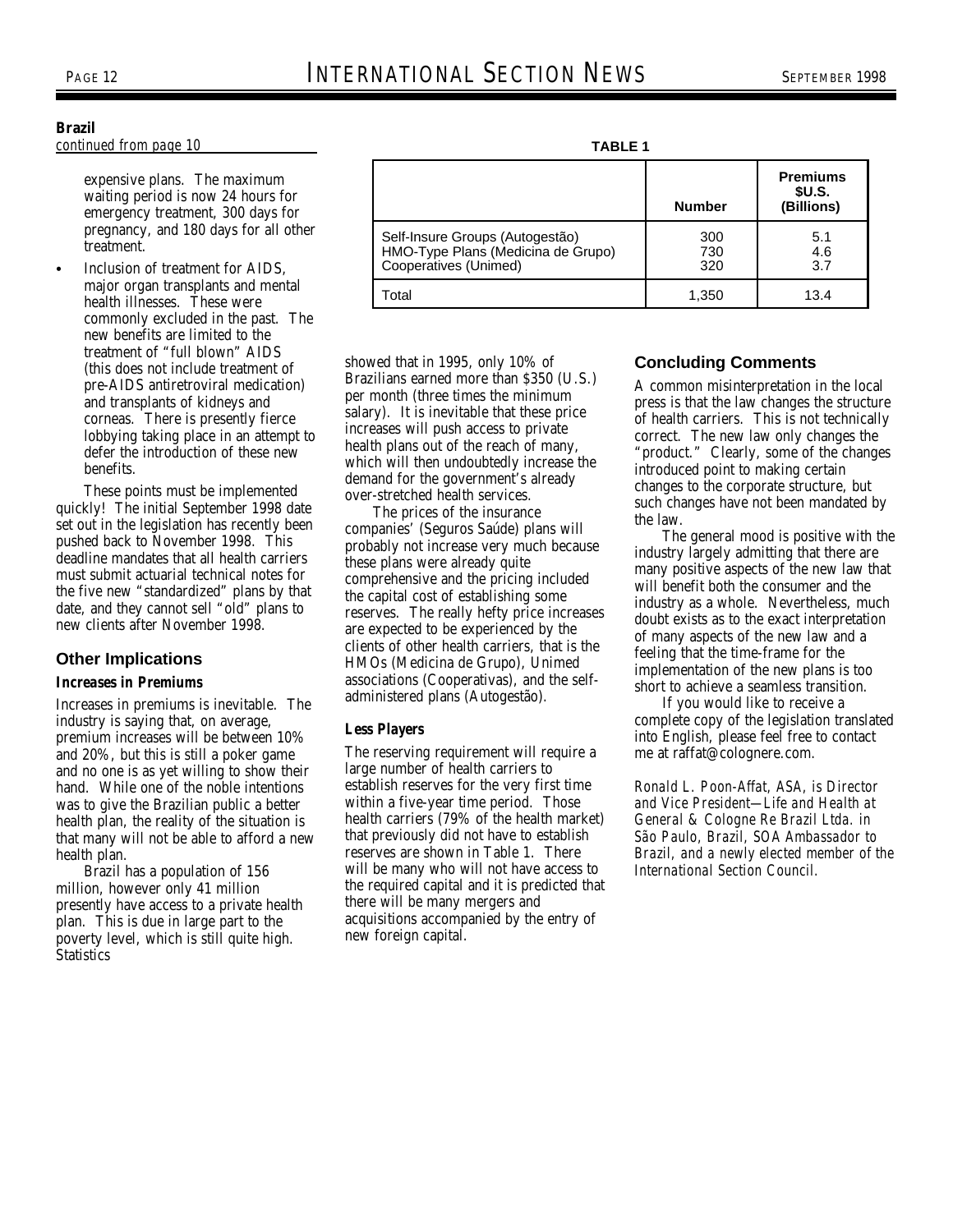**Brazil**
*continued from page 10*

expensive plans. The maximum waiting period is now 24 hours for emergency treatment, 300 days for pregnancy, and 180 days for all other treatment.

- Inclusion of treatment for AIDS, major organ transplants and mental health illnesses. These were commonly excluded in the past. The new benefits are limited to the treatment of "full blown" AIDS (this does not include treatment of pre-AIDS antiretroviral medication) and transplants of kidneys and corneas. There is presently fierce lobbying taking place in an attempt to defer the introduction of these new benefits.

These points must be implemented quickly! The initial September 1998 date set out in the legislation has recently been pushed back to November 1998. This deadline mandates that all health carriers must submit actuarial technical notes for the five new "standardized" plans by that date, and they cannot sell "old" plans to new clients after November 1998.

## Other Implications

### *Increases in Premiums*

Increases in premiums is inevitable. The industry is saying that, on average, premium increases will be between 10% and 20%, but this is still a poker game and no one is as yet willing to show their hand. While one of the noble intentions was to give the Brazilian public a better health plan, the reality of the situation is that many will not be able to afford a new health plan.

Brazil has a population of 156 million, however only 41 million presently have access to a private health plan. This is due in large part to the poverty level, which is still quite high. Statistics showed that in 1995, only 10% of Brazilians earned more than $350 (U.S.) per month (three times the minimum salary). It is inevitable that these price increases will push access to private health plans out of the reach of many, which will then undoubtedly increase the demand for the government's already over-stretched health services.

The prices of the insurance companies' (Seguros Saúde) plans will probably not increase very much because these plans were already quite comprehensive and the pricing included the capital cost of establishing some reserves. The really hefty price increases are expected to be experienced by the clients of other health carriers, that is the HMOs (Medicina de Grupo), Unimed associations (Cooperativas), and the self-administered plans (Autogestão).

### *Less Players*

The reserving requirement will require a large number of health carriers to establish reserves for the very first time within a five-year time period. Those health carriers (79% of the health market) that previously did not have to establish reserves are shown in Table 1. There will be many who will not have access to the required capital and it is predicted that there will be many mergers and acquisitions accompanied by the entry of new foreign capital.

**TABLE 1**

| | Number | Premiums $U.S. (Billions) |
|---|---|---|
| Self-Insure Groups (Autogestão) | 300 | 5.1 |
| HMO-Type Plans (Medicina de Grupo) | 730 | 4.6 |
| Cooperatives (Unimed) | 320 | 3.7 |
| Total | 1,350 | 13.4 |

## Concluding Comments

A common misinterpretation in the local press is that the law changes the structure of health carriers. This is not technically correct. The new law only changes the "product." Clearly, some of the changes introduced point to making certain changes to the corporate structure, but such changes have not been mandated by the law.

The general mood is positive with the industry largely admitting that there are many positive aspects of the new law that will benefit both the consumer and the industry as a whole. Nevertheless, much doubt exists as to the exact interpretation of many aspects of the new law and a feeling that the time-frame for the implementation of the new plans is too short to achieve a seamless transition.

If you would like to receive a complete copy of the legislation translated into English, please feel free to contact me at raffat@colognere.com.

*Ronald L. Poon-Affat, ASA, is Director and Vice President—Life and Health at General & Cologne Re Brazil Ltda. in São Paulo, Brazil, SOA Ambassador to Brazil, and a newly elected member of the International Section Council.*